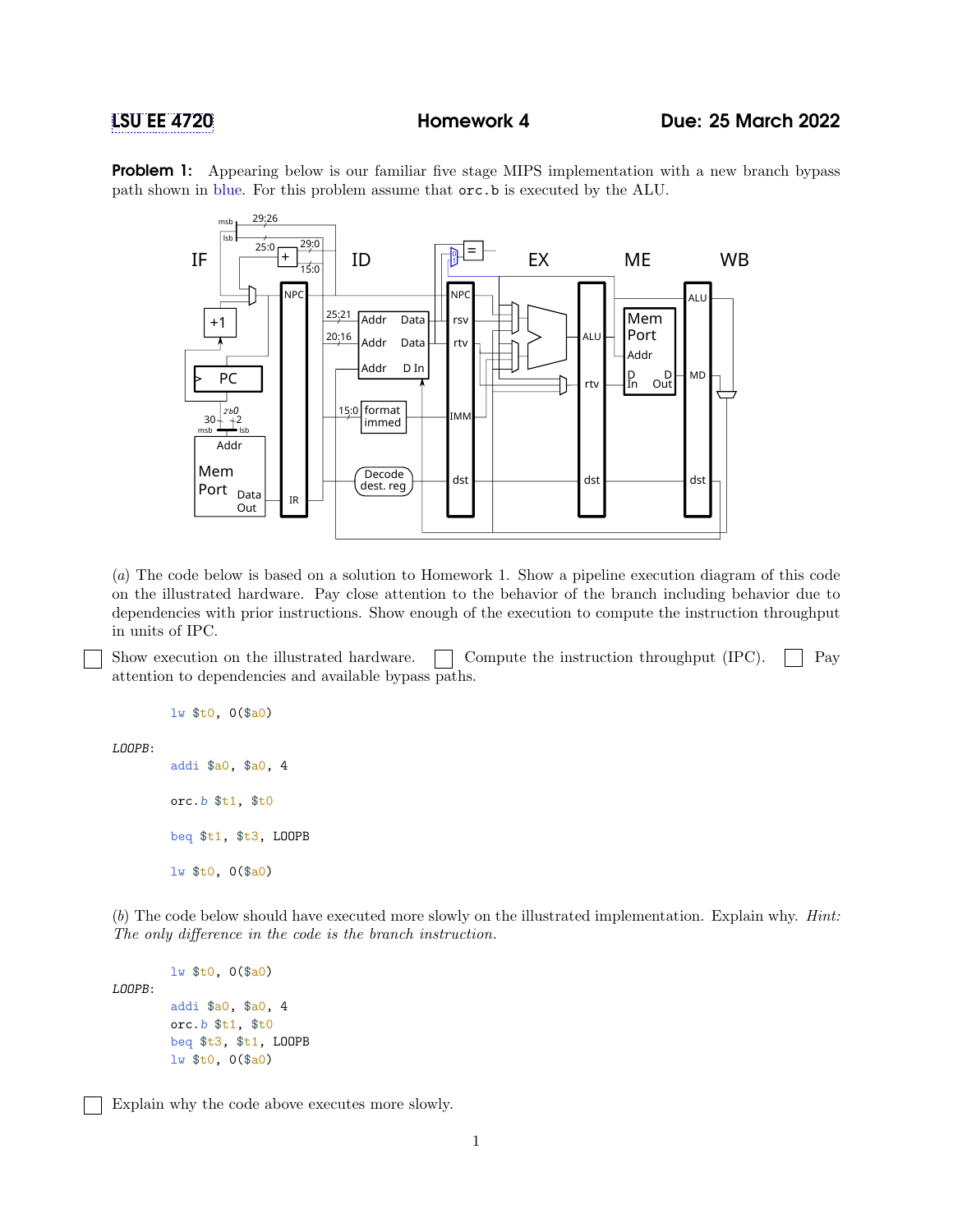LSU EE 4720 **Homework 4** **Due: 25 March 2022**

**Problem 1:** Appearing below is our familiar five stage MIPS implementation with a new branch bypass path shown in blue. For this problem assume that `orc.b` is executed by the ALU.

(*a*) The code below is based on a solution to Homework 1. Show a pipeline execution diagram of this code on the illustrated hardware. Pay close attention to the behavior of the branch including behavior due to dependencies with prior instructions. Show enough of the execution to compute the instruction throughput in units of IPC.

☐ Show execution on the illustrated hardware. ☐ Compute the instruction throughput (IPC). ☐ Pay attention to dependencies and available bypass paths.

```
        lw $t0, 0($a0)

LOOPB:
        addi $a0, $a0, 4

        orc.b $t1, $t0

        beq $t1, $t3, LOOPB

        lw $t0, 0($a0)
```

(*b*) The code below should have executed more slowly on the illustrated implementation. Explain why. *Hint: The only difference in the code is the branch instruction.*

```
        lw $t0, 0($a0)
LOOPB:
        addi $a0, $a0, 4
        orc.b $t1, $t0
        beq $t3, $t1, LOOPB
        lw $t0, 0($a0)
```

☐ Explain why the code above executes more slowly.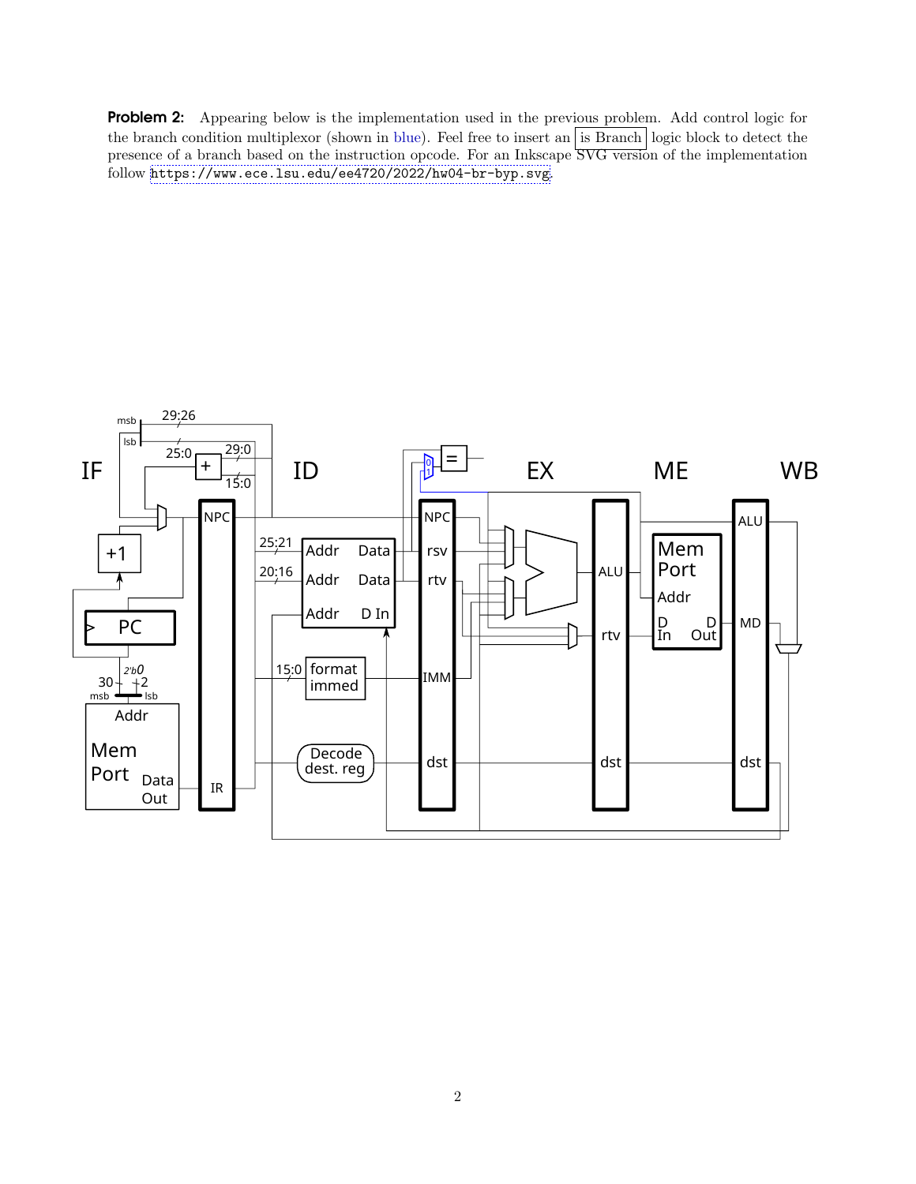**Problem 2:** Appearing below is the implementation used in the previous problem. Add control logic for the branch condition multiplexor (shown in blue). Feel free to insert an is Branch logic block to detect the presence of a branch based on the instruction opcode. For an Inkscape SVG version of the implementation follow https://www.ece.lsu.edu/ee4720/2022/hw04-br-byp.svg.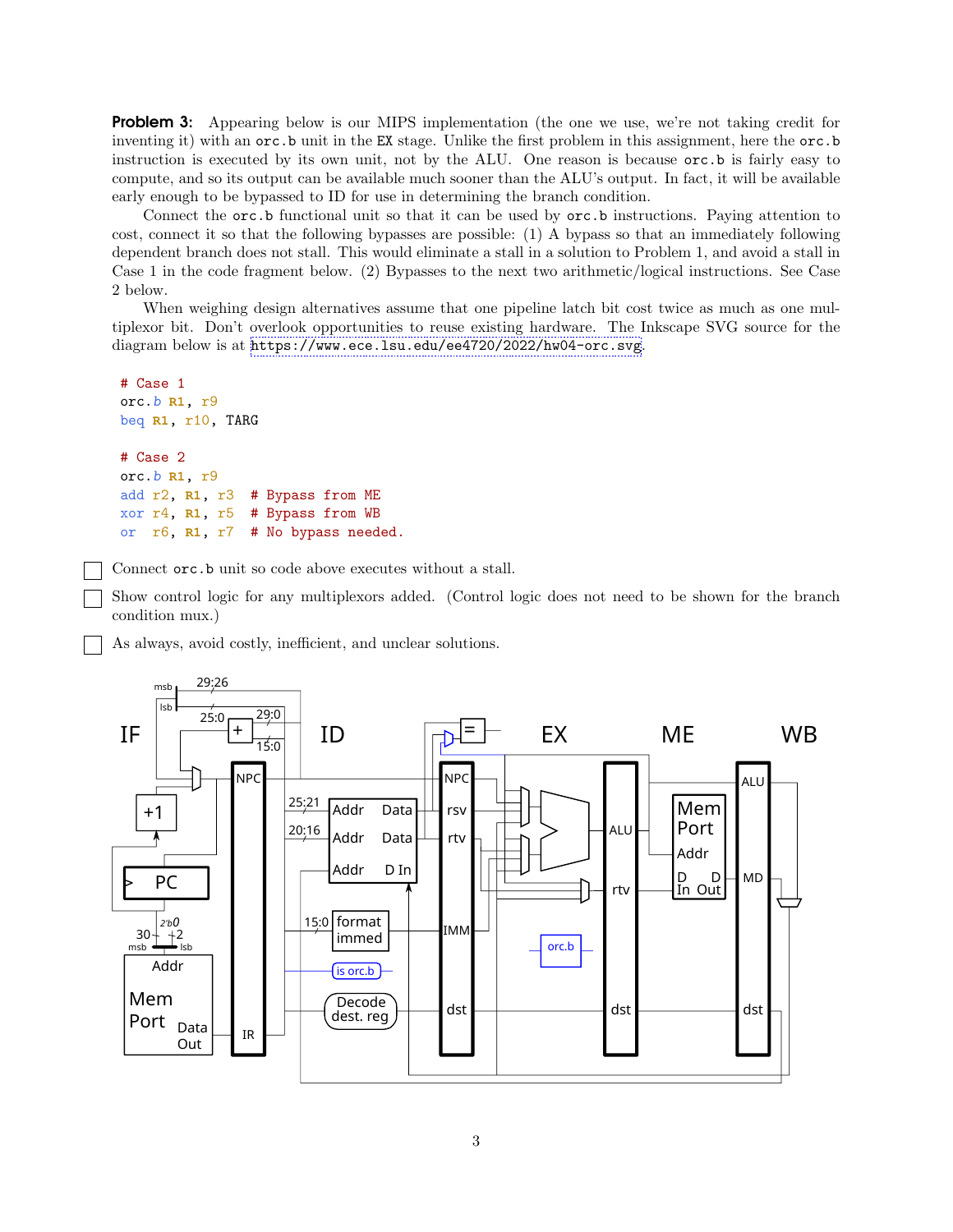**Problem 3:** Appearing below is our MIPS implementation (the one we use, we're not taking credit for inventing it) with an `orc.b` unit in the EX stage. Unlike the first problem in this assignment, here the `orc.b` instruction is executed by its own unit, not by the ALU. One reason is because `orc.b` is fairly easy to compute, and so its output can be available much sooner than the ALU's output. In fact, it will be available early enough to be bypassed to ID for use in determining the branch condition.

Connect the `orc.b` functional unit so that it can be used by `orc.b` instructions. Paying attention to cost, connect it so that the following bypasses are possible: (1) A bypass so that an immediately following dependent branch does not stall. This would eliminate a stall in a solution to Problem 1, and avoid a stall in Case 1 in the code fragment below. (2) Bypasses to the next two arithmetic/logical instructions. See Case 2 below.

When weighing design alternatives assume that one pipeline latch bit cost twice as much as one multiplexor bit. Don't overlook opportunities to reuse existing hardware. The Inkscape SVG source for the diagram below is at https://www.ece.lsu.edu/ee4720/2022/hw04-orc.svg.

```
# Case 1
orc.b R1, r9
beq R1, r10, TARG

# Case 2
orc.b R1, r9
add r2, R1, r3  # Bypass from ME
xor r4, R1, r5  # Bypass from WB
or  r6, R1, r7  # No bypass needed.
```

- [ ] Connect `orc.b` unit so code above executes without a stall.
- [ ] Show control logic for any multiplexors added. (Control logic does not need to be shown for the branch condition mux.)
- [ ] As always, avoid costly, inefficient, and unclear solutions.

IF ID EX ME WB

msb 29:26 lsb 25:0 + 29:0 15:0 NPC +1 PC 2'b0 30 2 msb lsb Addr Mem Port Data Out IR

25:21 20:16 Addr Data Addr Data Addr D In 15:0 format immed is orc.b Decode dest. reg

= NPC rsv rtv IMM dst ALU rtv dst orc.b

Mem Port Addr D In D Out ALU MD dst